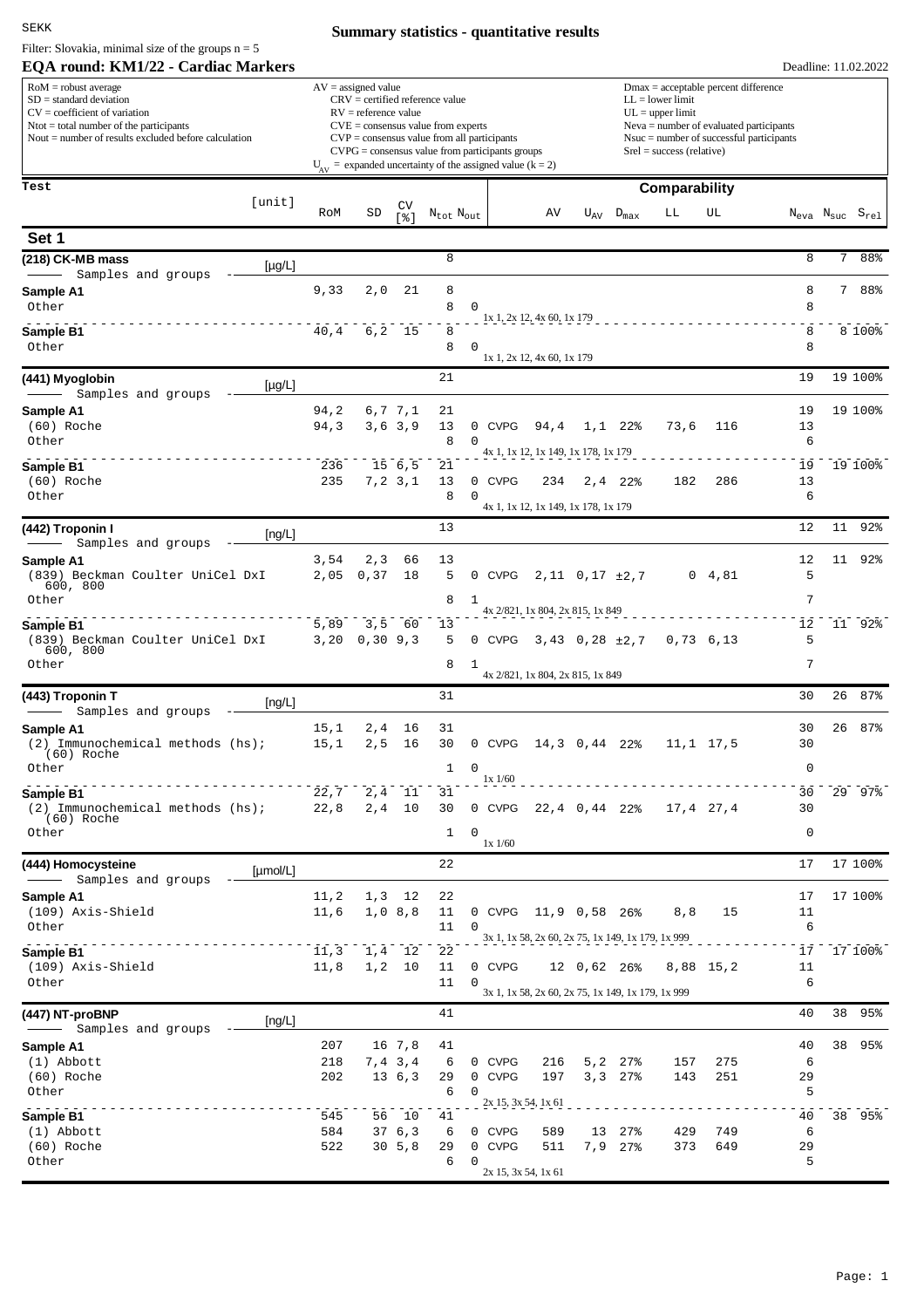SEKK

# Summary statistics - quantitative results

Filter: Slovakia, minimal size of the groups n = 5

## EQA round: KM1/22 - Cardiac Markers

Deadline: 11.02.2022

| | | |
|---|---|---|
| RoM = robust average | AV = assigned value | Dmax = acceptable percent difference |
| SD = standard deviation | CRV = certified reference value | LL = lower limit |
| CV = coefficient of variation | RV = reference value | UL = upper limit |
| Ntot = total number of the participants | CVE = consensus value from experts | Neva = number of evaluated participants |
| Nout = number of results excluded before calculation | CVP = consensus value from all participants | Nsuc = number of successful participants |
| | CVPG = consensus value from participants groups | Srel = success (relative) |
| | $U_{AV}$ = expanded uncertainty of the assigned value (k = 2) | |

| Test [unit] | RoM | SD | CV [%] | $N_{tot}$ | $N_{out}$ | | AV | $U_{AV}$ | $D_{max}$ | LL | UL | $N_{eva}$ | $N_{suc}$ | $S_{rel}$ |
|---|---|---|---|---|---|---|---|---|---|---|---|---|---|---|
| **Set 1** | | | | | | | | | | | | | | |
| **(218) CK-MB mass** [µg/L] — Samples and groups | | | | 8 | | | | | | | | 8 | 7 | 88% |
| **Sample A1** | 9,33 | 2,0 | 21 | 8 | | | | | | | | 8 | 7 | 88% |
| Other | | | | 8 | 0 | 1x 1, 2x 12, 4x 60, 1x 179 | | | | | | 8 | | |
| **Sample B1** | 40,4 | 6,2 | 15 | 8 | | | | | | | | 8 | 8 | 100% |
| Other | | | | 8 | 0 | 1x 1, 2x 12, 4x 60, 1x 179 | | | | | | 8 | | |
| **(441) Myoglobin** [µg/L] — Samples and groups | | | | 21 | | | | | | | | 19 | 19 | 100% |
| **Sample A1** | 94,2 | 6,7 | 7,1 | 21 | | | | | | | | 19 | 19 | 100% |
| (60) Roche | 94,3 | 3,6 | 3,9 | 13 | 0 | CVPG | 94,4 | 1,1 | 22% | 73,6 | 116 | 13 | | |
| Other | | | | 8 | 0 | 4x 1, 1x 12, 1x 149, 1x 178, 1x 179 | | | | | | 6 | | |
| **Sample B1** | 236 | 15 | 6,5 | 21 | | | | | | | | 19 | 19 | 100% |
| (60) Roche | 235 | 7,2 | 3,1 | 13 | 0 | CVPG | 234 | 2,4 | 22% | 182 | 286 | 13 | | |
| Other | | | | 8 | 0 | 4x 1, 1x 12, 1x 149, 1x 178, 1x 179 | | | | | | 6 | | |
| **(442) Troponin I** [ng/L] — Samples and groups | | | | 13 | | | | | | | | 12 | 11 | 92% |
| **Sample A1** | 3,54 | 2,3 | 66 | 13 | | | | | | | | 12 | 11 | 92% |
| (839) Beckman Coulter UniCel DxI 600, 800 | 2,05 | 0,37 | 18 | 5 | 0 | CVPG | 2,11 | 0,17 | ±2,7 | 0 | 4,81 | 5 | | |
| Other | | | | 8 | 1 | 4x 2/821, 1x 804, 2x 815, 1x 849 | | | | | | 7 | | |
| **Sample B1** | 5,89 | 3,5 | 60 | 13 | | | | | | | | 12 | 11 | 92% |
| (839) Beckman Coulter UniCel DxI 600, 800 | 3,20 | 0,30 | 9,3 | 5 | 0 | CVPG | 3,43 | 0,28 | ±2,7 | 0,73 | 6,13 | 5 | | |
| Other | | | | 8 | 1 | 4x 2/821, 1x 804, 2x 815, 1x 849 | | | | | | 7 | | |
| **(443) Troponin T** [ng/L] — Samples and groups | | | | 31 | | | | | | | | 30 | 26 | 87% |
| **Sample A1** | 15,1 | 2,4 | 16 | 31 | | | | | | | | 30 | 26 | 87% |
| (2) Immunochemical methods (hs); (60) Roche | 15,1 | 2,5 | 16 | 30 | 0 | CVPG | 14,3 | 0,44 | 22% | 11,1 | 17,5 | 30 | | |
| Other | | | | 1 | 0 | 1x 1/60 | | | | | | 0 | | |
| **Sample B1** | 22,7 | 2,4 | 11 | 31 | | | | | | | | 30 | 29 | 97% |
| (2) Immunochemical methods (hs); (60) Roche | 22,8 | 2,4 | 10 | 30 | 0 | CVPG | 22,4 | 0,44 | 22% | 17,4 | 27,4 | 30 | | |
| Other | | | | 1 | 0 | 1x 1/60 | | | | | | 0 | | |
| **(444) Homocysteine** [µmol/L] — Samples and groups | | | | 22 | | | | | | | | 17 | 17 | 100% |
| **Sample A1** | 11,2 | 1,3 | 12 | 22 | | | | | | | | 17 | 17 | 100% |
| (109) Axis-Shield | 11,6 | 1,0 | 8,8 | 11 | 0 | CVPG | 11,9 | 0,58 | 26% | 8,8 | 15 | 11 | | |
| Other | | | | 11 | 0 | 3x 1, 1x 58, 2x 60, 2x 75, 1x 149, 1x 179, 1x 999 | | | | | | 6 | | |
| **Sample B1** | 11,3 | 1,4 | 12 | 22 | | | | | | | | 17 | 17 | 100% |
| (109) Axis-Shield | 11,8 | 1,2 | 10 | 11 | 0 | CVPG | 12 | 0,62 | 26% | 8,88 | 15,2 | 11 | | |
| Other | | | | 11 | 0 | 3x 1, 1x 58, 2x 60, 2x 75, 1x 149, 1x 179, 1x 999 | | | | | | 6 | | |
| **(447) NT-proBNP** [ng/L] — Samples and groups | | | | 41 | | | | | | | | 40 | 38 | 95% |
| **Sample A1** | 207 | 16 | 7,8 | 41 | | | | | | | | 40 | 38 | 95% |
| (1) Abbott | 218 | 7,4 | 3,4 | 6 | 0 | CVPG | 216 | 5,2 | 27% | 157 | 275 | 6 | | |
| (60) Roche | 202 | 13 | 6,3 | 29 | 0 | CVPG | 197 | 3,3 | 27% | 143 | 251 | 29 | | |
| Other | | | | 6 | 0 | 2x 15, 3x 54, 1x 61 | | | | | | 5 | | |
| **Sample B1** | 545 | 56 | 10 | 41 | | | | | | | | 40 | 38 | 95% |
| (1) Abbott | 584 | 37 | 6,3 | 6 | 0 | CVPG | 589 | 13 | 27% | 429 | 749 | 6 | | |
| (60) Roche | 522 | 30 | 5,8 | 29 | 0 | CVPG | 511 | 7,9 | 27% | 373 | 649 | 29 | | |
| Other | | | | 6 | 0 | 2x 15, 3x 54, 1x 61 | | | | | | 5 | | |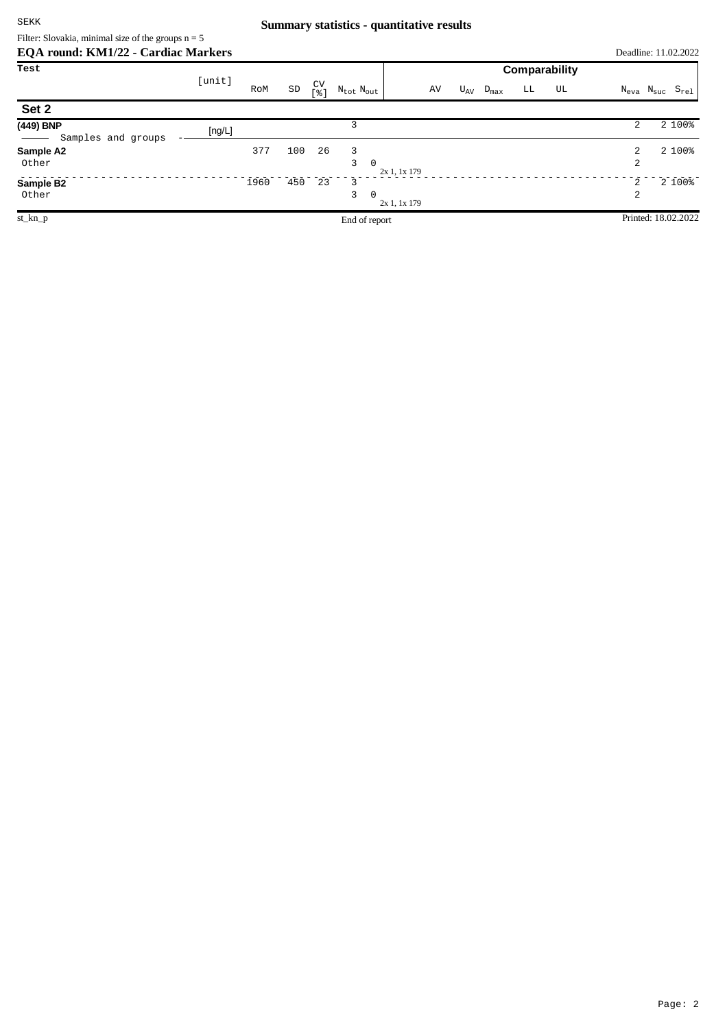# Summary statistics - quantitative results

Filter: Slovakia, minimal size of the groups n = 5

## EQA round: KM1/22 - Cardiac Markers

Deadline: 11.02.2022

| Test | [unit] | RoM | SD | CV [%] | $N_{tot}$ | $N_{out}$ | AV | $U_{AV}$ | $D_{max}$ | LL | UL | $N_{eva}$ | $N_{suc}$ | $S_{rel}$ |
|---|---|---|---|---|---|---|---|---|---|---|---|---|---|---|
| | | | | | | | Comparability | | | | | | | |
| **Set 2** | | | | | | | | | | | | | | |
| **(449) BNP** | [ng/L] | | | | 3 | | | | | | | 2 | 2 | 100% |
| Samples and groups | | | | | | | | | | | | | | |
| **Sample A2** | | 377 | 100 | 26 | 3 | | | | | | | 2 | 2 | 100% |
| Other | | | | | 3 | 0 | 2x 1, 1x 179 | | | | | 2 | | |
| **Sample B2** | | 1960 | 450 | 23 | 3 | | | | | | | 2 | 2 | 100% |
| Other | | | | | 3 | 0 | 2x 1, 1x 179 | | | | | 2 | | |

End of report

Printed: 18.02.2022